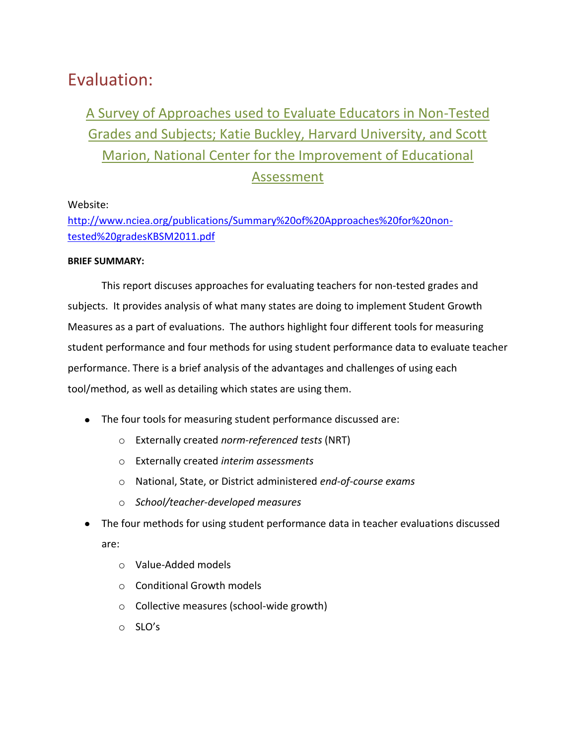# Evaluation:

## [A Survey of Approaches used to Evaluate Educators in Non-Tested Grades and Subjects; Katie Buckley, Harvard University, and Scott Marion, National Center for the Improvement of Educational Assessment](http://www.nciea.org/publications/Summary%20of%20Approaches%20for%20non-tested%20gradesKBSM2011.pdf)

Website:
[http://www.nciea.org/publications/Summary%20of%20Approaches%20for%20non-tested%20gradesKBSM2011.pdf](http://www.nciea.org/publications/Summary%20of%20Approaches%20for%20non-tested%20gradesKBSM2011.pdf)

**BRIEF SUMMARY:**

This report discuses approaches for evaluating teachers for non-tested grades and subjects. It provides analysis of what many states are doing to implement Student Growth Measures as a part of evaluations. The authors highlight four different tools for measuring student performance and four methods for using student performance data to evaluate teacher performance. There is a brief analysis of the advantages and challenges of using each tool/method, as well as detailing which states are using them.

- The four tools for measuring student performance discussed are:
  - Externally created *norm-referenced tests* (NRT)
  - Externally created *interim assessments*
  - National, State, or District administered *end-of-course exams*
  - *School/teacher-developed measures*
- The four methods for using student performance data in teacher evaluations discussed are:
  - Value-Added models
  - Conditional Growth models
  - Collective measures (school-wide growth)
  - SLO's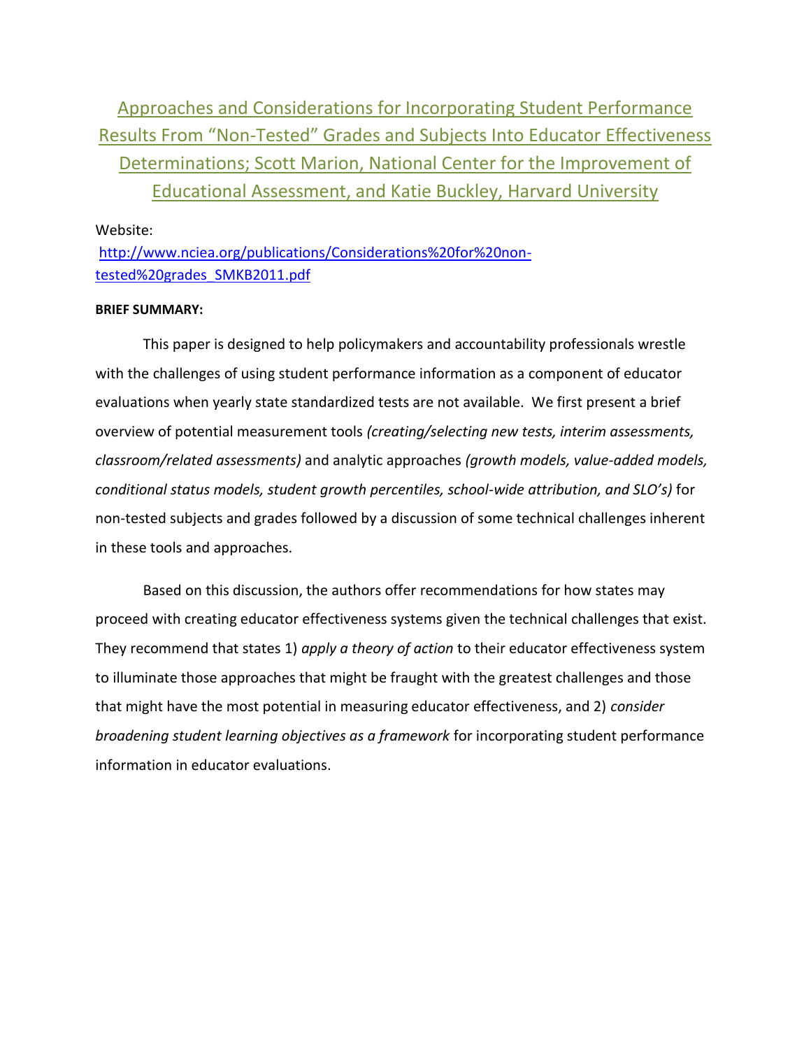## Approaches and Considerations for Incorporating Student Performance Results From "Non-Tested" Grades and Subjects Into Educator Effectiveness Determinations; Scott Marion, National Center for the Improvement of Educational Assessment, and Katie Buckley, Harvard University

Website:

http://www.nciea.org/publications/Considerations%20for%20non-tested%20grades_SMKB2011.pdf

**BRIEF SUMMARY:**

This paper is designed to help policymakers and accountability professionals wrestle with the challenges of using student performance information as a component of educator evaluations when yearly state standardized tests are not available. We first present a brief overview of potential measurement tools *(creating/selecting new tests, interim assessments, classroom/related assessments)* and analytic approaches *(growth models, value-added models, conditional status models, student growth percentiles, school-wide attribution, and SLO's)* for non-tested subjects and grades followed by a discussion of some technical challenges inherent in these tools and approaches.

Based on this discussion, the authors offer recommendations for how states may proceed with creating educator effectiveness systems given the technical challenges that exist. They recommend that states 1) *apply a theory of action* to their educator effectiveness system to illuminate those approaches that might be fraught with the greatest challenges and those that might have the most potential in measuring educator effectiveness, and 2) *consider broadening student learning objectives as a framework* for incorporating student performance information in educator evaluations.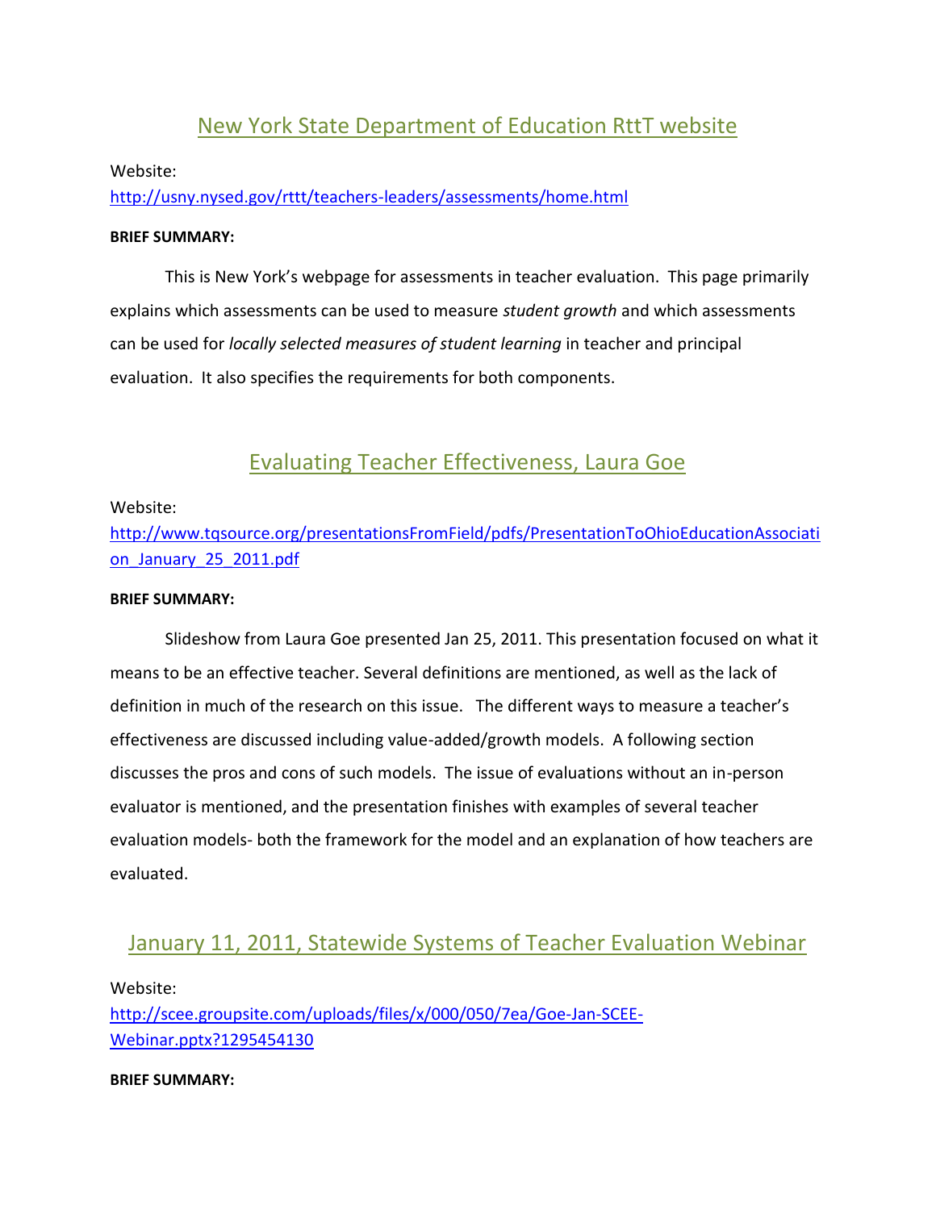## New York State Department of Education RttT website

Website:
http://usny.nysed.gov/rttt/teachers-leaders/assessments/home.html

**BRIEF SUMMARY:**

This is New York's webpage for assessments in teacher evaluation. This page primarily explains which assessments can be used to measure *student growth* and which assessments can be used for *locally selected measures of student learning* in teacher and principal evaluation. It also specifies the requirements for both components.

## Evaluating Teacher Effectiveness, Laura Goe

Website:
http://www.tqsource.org/presentationsFromField/pdfs/PresentationToOhioEducationAssociation_January_25_2011.pdf

**BRIEF SUMMARY:**

Slideshow from Laura Goe presented Jan 25, 2011. This presentation focused on what it means to be an effective teacher. Several definitions are mentioned, as well as the lack of definition in much of the research on this issue. The different ways to measure a teacher's effectiveness are discussed including value-added/growth models. A following section discusses the pros and cons of such models. The issue of evaluations without an in-person evaluator is mentioned, and the presentation finishes with examples of several teacher evaluation models- both the framework for the model and an explanation of how teachers are evaluated.

## January 11, 2011, Statewide Systems of Teacher Evaluation Webinar

Website:
http://scee.groupsite.com/uploads/files/x/000/050/7ea/Goe-Jan-SCEE-Webinar.pptx?1295454130

**BRIEF SUMMARY:**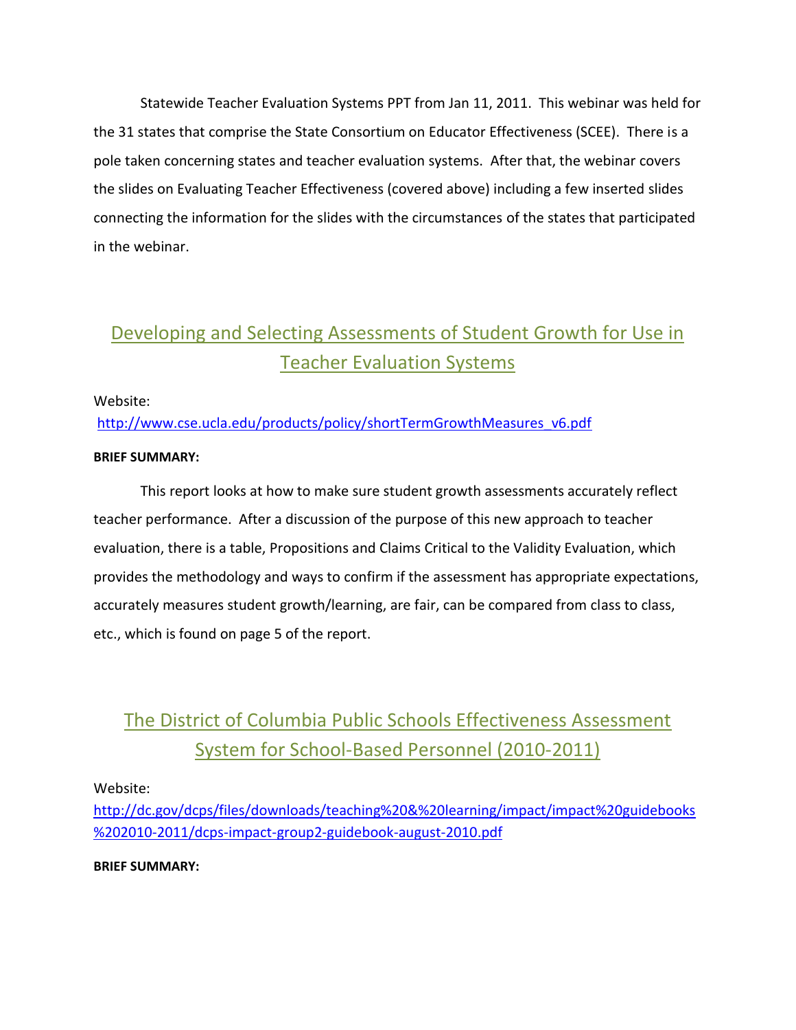Statewide Teacher Evaluation Systems PPT from Jan 11, 2011. This webinar was held for the 31 states that comprise the State Consortium on Educator Effectiveness (SCEE). There is a pole taken concerning states and teacher evaluation systems. After that, the webinar covers the slides on Evaluating Teacher Effectiveness (covered above) including a few inserted slides connecting the information for the slides with the circumstances of the states that participated in the webinar.

## Developing and Selecting Assessments of Student Growth for Use in Teacher Evaluation Systems

Website:
http://www.cse.ucla.edu/products/policy/shortTermGrowthMeasures_v6.pdf

**BRIEF SUMMARY:**

This report looks at how to make sure student growth assessments accurately reflect teacher performance. After a discussion of the purpose of this new approach to teacher evaluation, there is a table, Propositions and Claims Critical to the Validity Evaluation, which provides the methodology and ways to confirm if the assessment has appropriate expectations, accurately measures student growth/learning, are fair, can be compared from class to class, etc., which is found on page 5 of the report.

## The District of Columbia Public Schools Effectiveness Assessment System for School-Based Personnel (2010-2011)

Website:
http://dc.gov/dcps/files/downloads/teaching%20&%20learning/impact/impact%20guidebooks%202010-2011/dcps-impact-group2-guidebook-august-2010.pdf

**BRIEF SUMMARY:**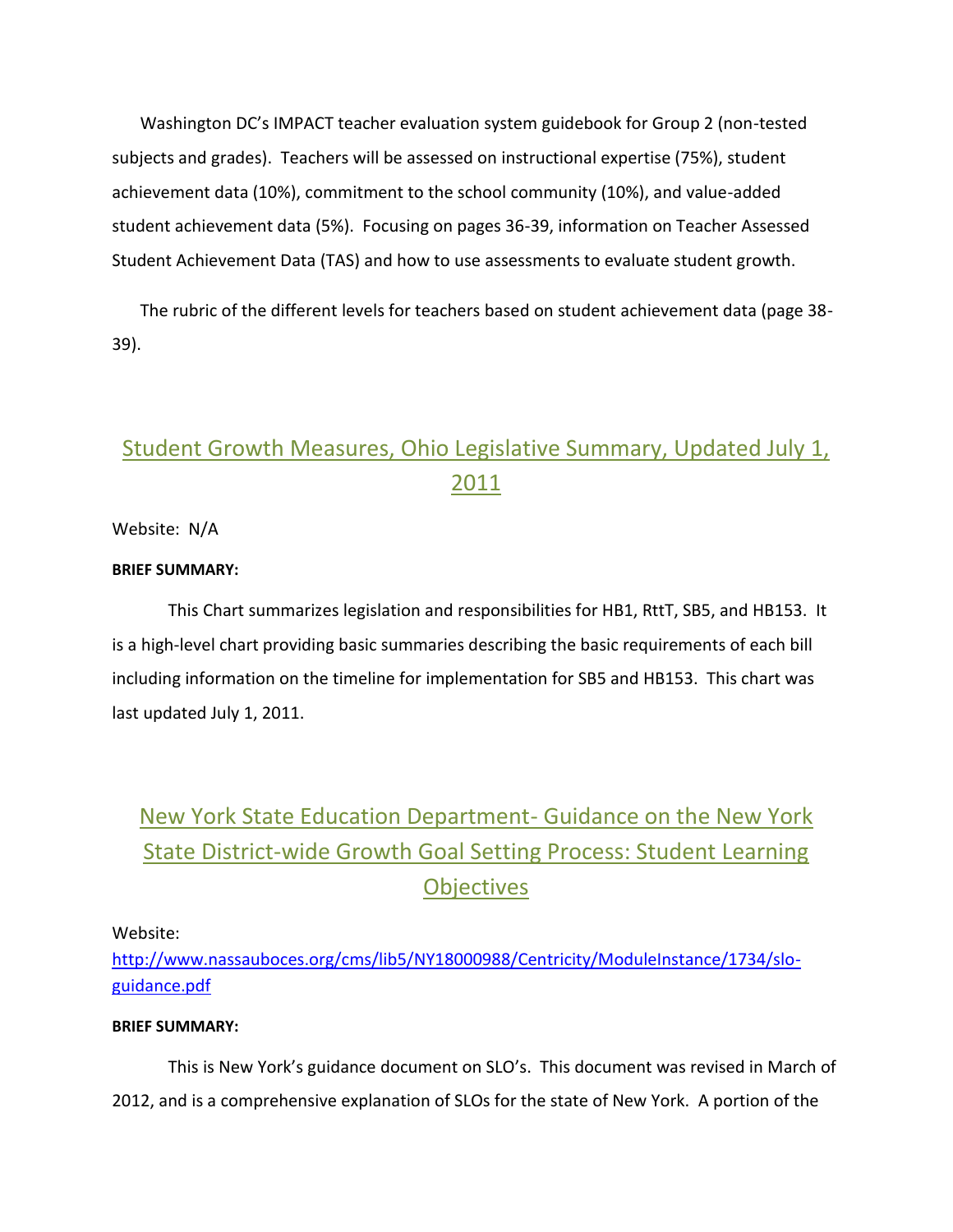Washington DC's IMPACT teacher evaluation system guidebook for Group 2 (non-tested subjects and grades). Teachers will be assessed on instructional expertise (75%), student achievement data (10%), commitment to the school community (10%), and value-added student achievement data (5%). Focusing on pages 36-39, information on Teacher Assessed Student Achievement Data (TAS) and how to use assessments to evaluate student growth.

The rubric of the different levels for teachers based on student achievement data (page 38-39).

## Student Growth Measures, Ohio Legislative Summary, Updated July 1, 2011

Website: N/A

**BRIEF SUMMARY:**

This Chart summarizes legislation and responsibilities for HB1, RttT, SB5, and HB153. It is a high-level chart providing basic summaries describing the basic requirements of each bill including information on the timeline for implementation for SB5 and HB153. This chart was last updated July 1, 2011.

## New York State Education Department- Guidance on the New York State District-wide Growth Goal Setting Process: Student Learning Objectives

Website:
http://www.nassauboces.org/cms/lib5/NY18000988/Centricity/ModuleInstance/1734/slo-guidance.pdf

**BRIEF SUMMARY:**

This is New York's guidance document on SLO's. This document was revised in March of 2012, and is a comprehensive explanation of SLOs for the state of New York. A portion of the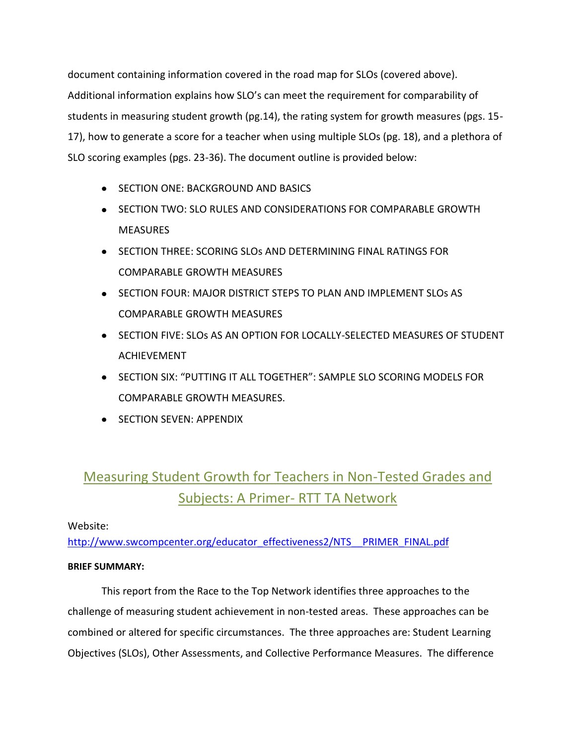document containing information covered in the road map for SLOs (covered above). Additional information explains how SLO's can meet the requirement for comparability of students in measuring student growth (pg.14), the rating system for growth measures (pgs. 15-17), how to generate a score for a teacher when using multiple SLOs (pg. 18), and a plethora of SLO scoring examples (pgs. 23-36). The document outline is provided below:

- SECTION ONE: BACKGROUND AND BASICS
- SECTION TWO: SLO RULES AND CONSIDERATIONS FOR COMPARABLE GROWTH MEASURES
- SECTION THREE: SCORING SLOs AND DETERMINING FINAL RATINGS FOR COMPARABLE GROWTH MEASURES
- SECTION FOUR: MAJOR DISTRICT STEPS TO PLAN AND IMPLEMENT SLOs AS COMPARABLE GROWTH MEASURES
- SECTION FIVE: SLOs AS AN OPTION FOR LOCALLY-SELECTED MEASURES OF STUDENT ACHIEVEMENT
- SECTION SIX: "PUTTING IT ALL TOGETHER": SAMPLE SLO SCORING MODELS FOR COMPARABLE GROWTH MEASURES.
- SECTION SEVEN: APPENDIX

## Measuring Student Growth for Teachers in Non-Tested Grades and Subjects: A Primer- RTT TA Network

Website:
http://www.swcompcenter.org/educator_effectiveness2/NTS__PRIMER_FINAL.pdf

**BRIEF SUMMARY:**

This report from the Race to the Top Network identifies three approaches to the challenge of measuring student achievement in non-tested areas. These approaches can be combined or altered for specific circumstances. The three approaches are: Student Learning Objectives (SLOs), Other Assessments, and Collective Performance Measures. The difference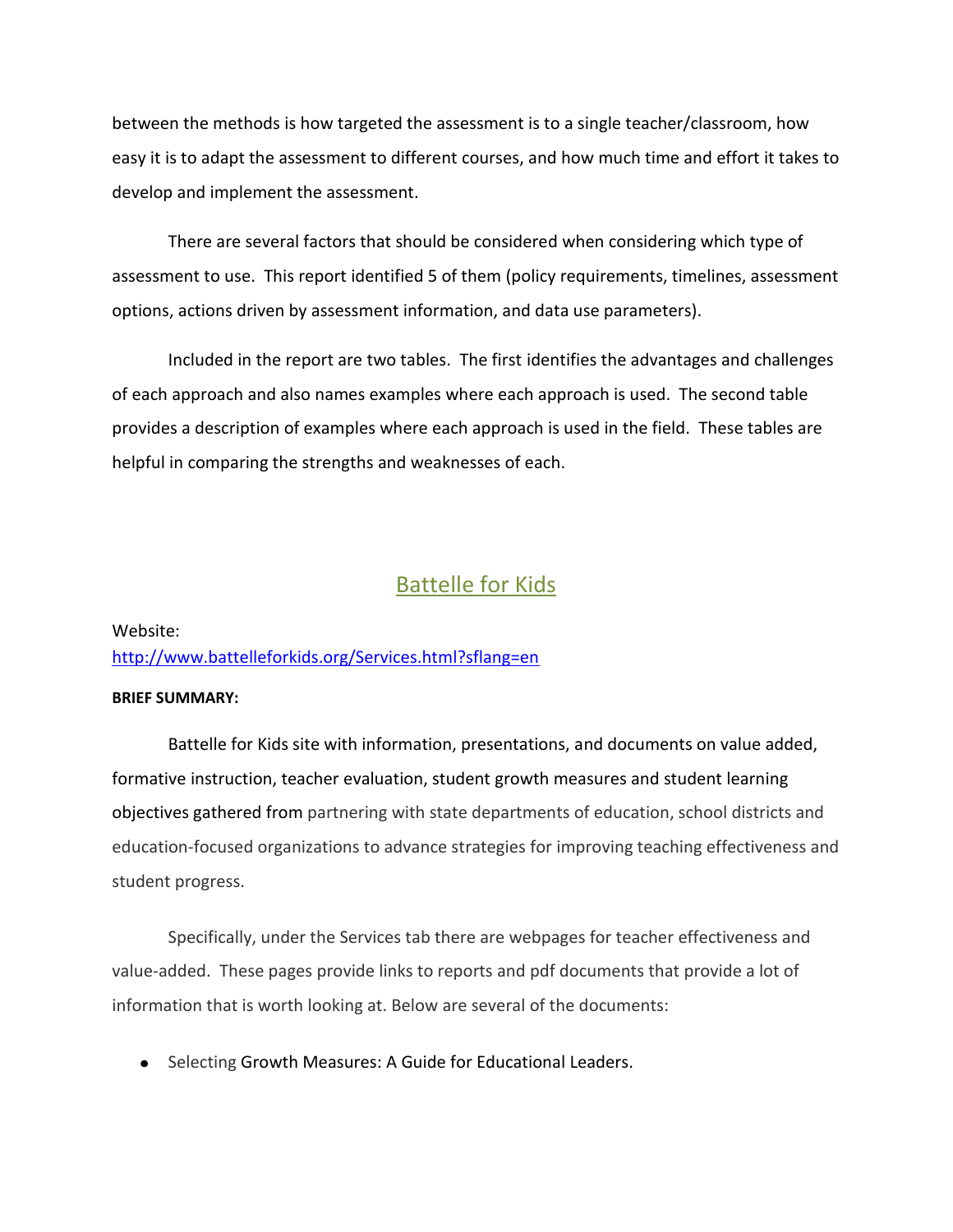between the methods is how targeted the assessment is to a single teacher/classroom, how easy it is to adapt the assessment to different courses, and how much time and effort it takes to develop and implement the assessment.

There are several factors that should be considered when considering which type of assessment to use. This report identified 5 of them (policy requirements, timelines, assessment options, actions driven by assessment information, and data use parameters).

Included in the report are two tables. The first identifies the advantages and challenges of each approach and also names examples where each approach is used. The second table provides a description of examples where each approach is used in the field. These tables are helpful in comparing the strengths and weaknesses of each.

## Battelle for Kids

Website:
http://www.battelleforkids.org/Services.html?sflang=en

**BRIEF SUMMARY:**

Battelle for Kids site with information, presentations, and documents on value added, formative instruction, teacher evaluation, student growth measures and student learning objectives gathered from partnering with state departments of education, school districts and education-focused organizations to advance strategies for improving teaching effectiveness and student progress.

Specifically, under the Services tab there are webpages for teacher effectiveness and value-added. These pages provide links to reports and pdf documents that provide a lot of information that is worth looking at. Below are several of the documents:

- Selecting Growth Measures: A Guide for Educational Leaders.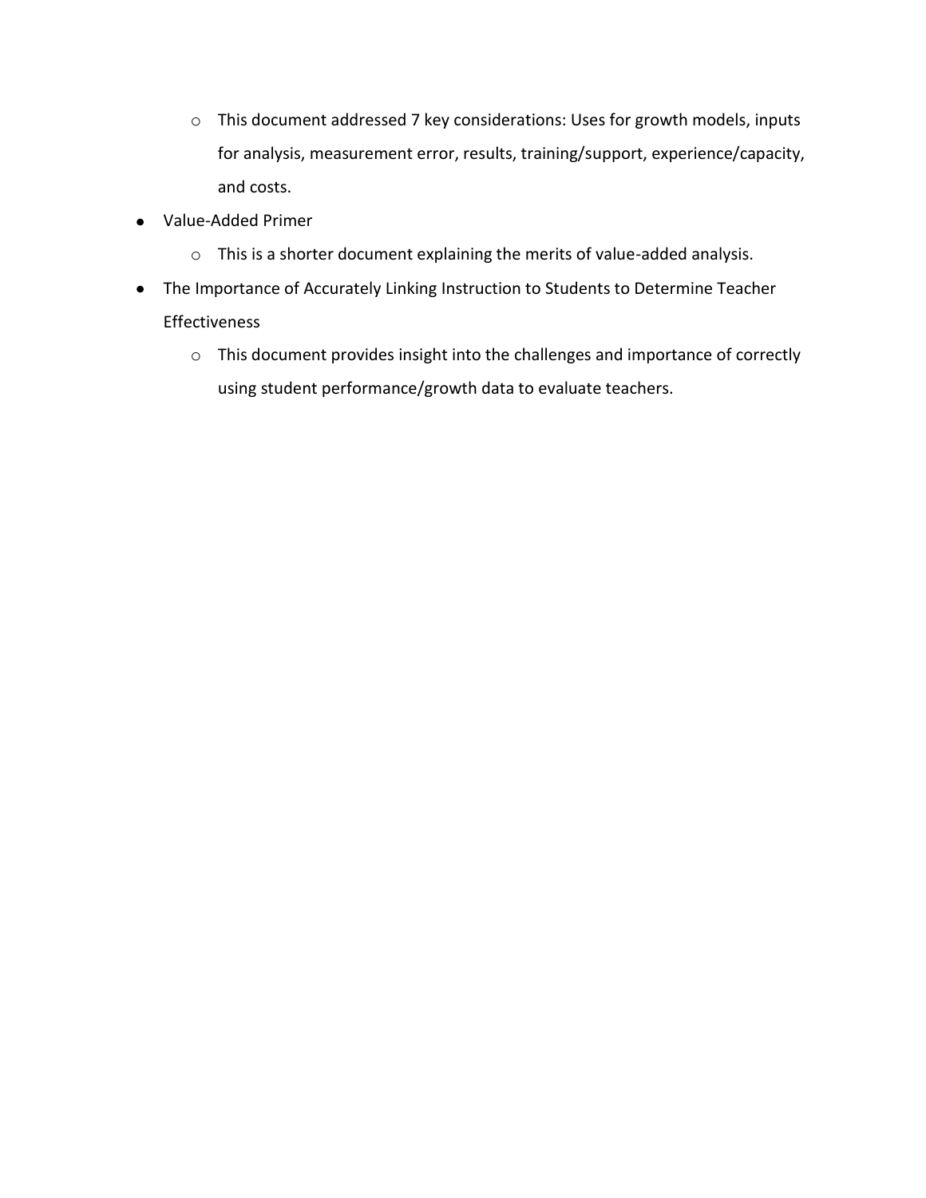- This document addressed 7 key considerations: Uses for growth models, inputs for analysis, measurement error, results, training/support, experience/capacity, and costs.
- Value-Added Primer
    - This is a shorter document explaining the merits of value-added analysis.
- The Importance of Accurately Linking Instruction to Students to Determine Teacher Effectiveness
    - This document provides insight into the challenges and importance of correctly using student performance/growth data to evaluate teachers.